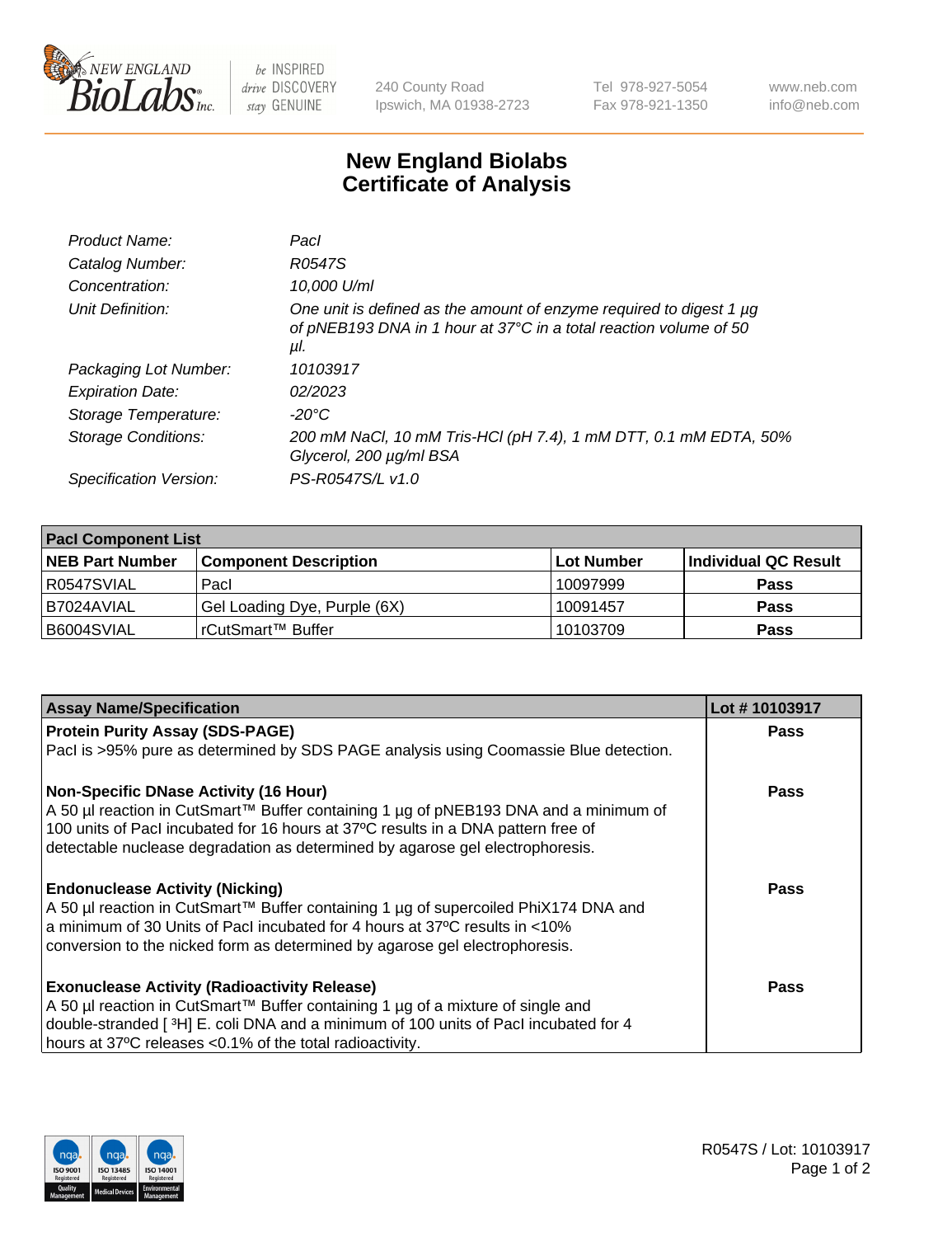New England Biolabs Inc. — be INSPIRED drive DISCOVERY stay GENUINE

240 County Road
Ipswich, MA 01938-2723

Tel 978-927-5054
Fax 978-921-1350

www.neb.com
info@neb.com

# New England Biolabs Certificate of Analysis

| | |
|---|---|
| *Product Name:* | *PacI* |
| *Catalog Number:* | *R0547S* |
| *Concentration:* | *10,000 U/ml* |
| *Unit Definition:* | *One unit is defined as the amount of enzyme required to digest 1 µg of pNEB193 DNA in 1 hour at 37°C in a total reaction volume of 50 µl.* |
| *Packaging Lot Number:* | *10103917* |
| *Expiration Date:* | *02/2023* |
| *Storage Temperature:* | *-20°C* |
| *Storage Conditions:* | *200 mM NaCl, 10 mM Tris-HCl (pH 7.4), 1 mM DTT, 0.1 mM EDTA, 50% Glycerol, 200 µg/ml BSA* |
| *Specification Version:* | *PS-R0547S/L v1.0* |

| PacI Component List | | | |
|---|---|---|---|
| **NEB Part Number** | **Component Description** | **Lot Number** | **Individual QC Result** |
| R0547SVIAL | PacI | 10097999 | **Pass** |
| B7024AVIAL | Gel Loading Dye, Purple (6X) | 10091457 | **Pass** |
| B6004SVIAL | rCutSmart™ Buffer | 10103709 | **Pass** |

| Assay Name/Specification | Lot # 10103917 |
|---|---|
| **Protein Purity Assay (SDS-PAGE)**<br>PacI is >95% pure as determined by SDS PAGE analysis using Coomassie Blue detection. | **Pass** |
| **Non-Specific DNase Activity (16 Hour)**<br>A 50 µl reaction in CutSmart™ Buffer containing 1 µg of pNEB193 DNA and a minimum of 100 units of PacI incubated for 16 hours at 37ºC results in a DNA pattern free of detectable nuclease degradation as determined by agarose gel electrophoresis. | **Pass** |
| **Endonuclease Activity (Nicking)**<br>A 50 µl reaction in CutSmart™ Buffer containing 1 µg of supercoiled PhiX174 DNA and a minimum of 30 Units of PacI incubated for 4 hours at 37ºC results in <10% conversion to the nicked form as determined by agarose gel electrophoresis. | **Pass** |
| **Exonuclease Activity (Radioactivity Release)**<br>A 50 µl reaction in CutSmart™ Buffer containing 1 µg of a mixture of single and double-stranded [ $^3$H] E. coli DNA and a minimum of 100 units of PacI incubated for 4 hours at 37ºC releases <0.1% of the total radioactivity. | **Pass** |

R0547S / Lot: 10103917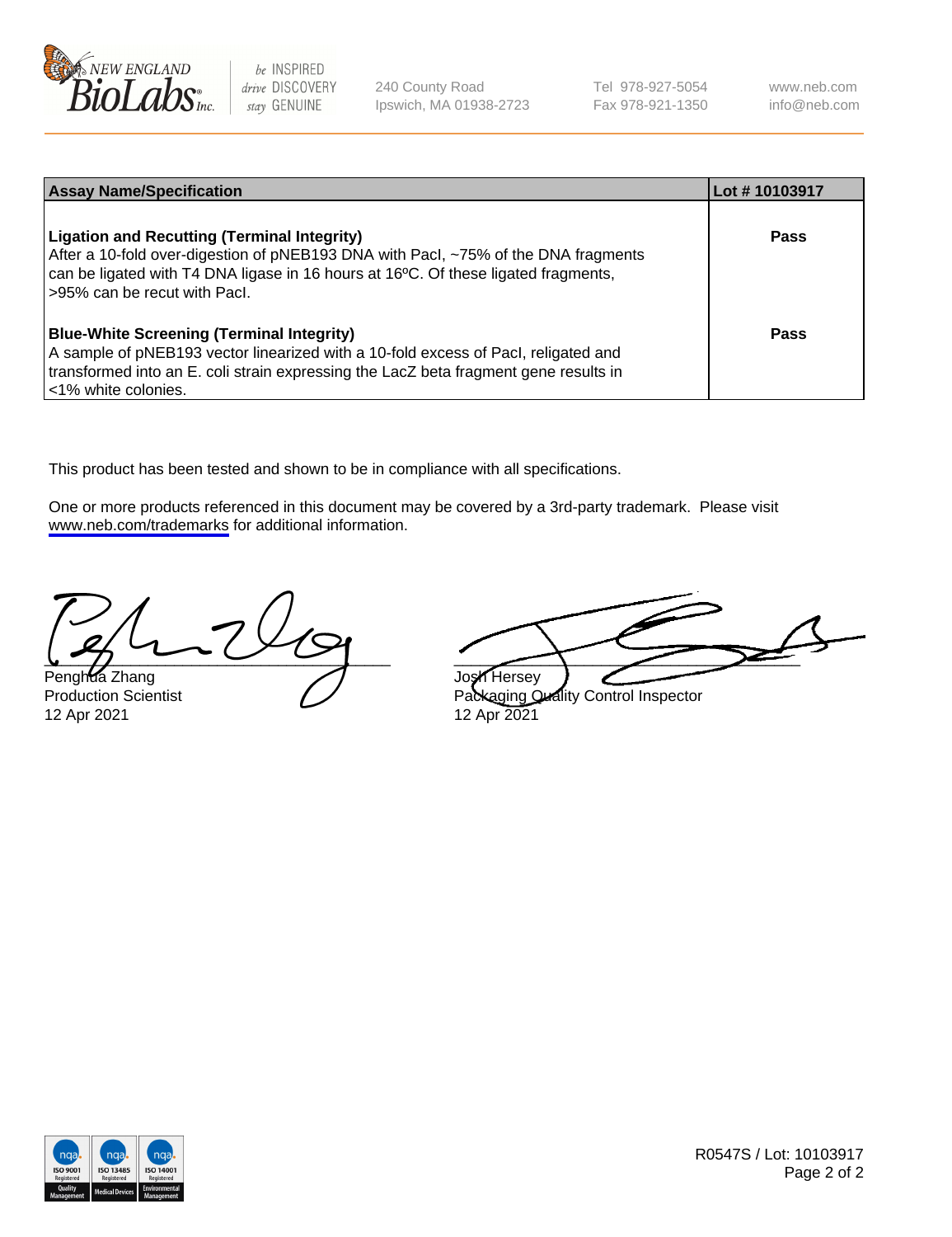| Assay Name/Specification | Lot # 10103917 |
|---|---|
| **Ligation and Recutting (Terminal Integrity)**<br>After a 10-fold over-digestion of pNEB193 DNA with PacI, ~75% of the DNA fragments can be ligated with T4 DNA ligase in 16 hours at 16ºC. Of these ligated fragments, >95% can be recut with PacI. | Pass |
| **Blue-White Screening (Terminal Integrity)**<br>A sample of pNEB193 vector linearized with a 10-fold excess of PacI, religated and transformed into an E. coli strain expressing the LacZ beta fragment gene results in <1% white colonies. | Pass |

This product has been tested and shown to be in compliance with all specifications.

One or more products referenced in this document may be covered by a 3rd-party trademark. Please visit www.neb.com/trademarks for additional information.

Penghua Zhang
Production Scientist
12 Apr 2021

Josh Hersey
Packaging Quality Control Inspector
12 Apr 2021

R0547S / Lot: 10103917